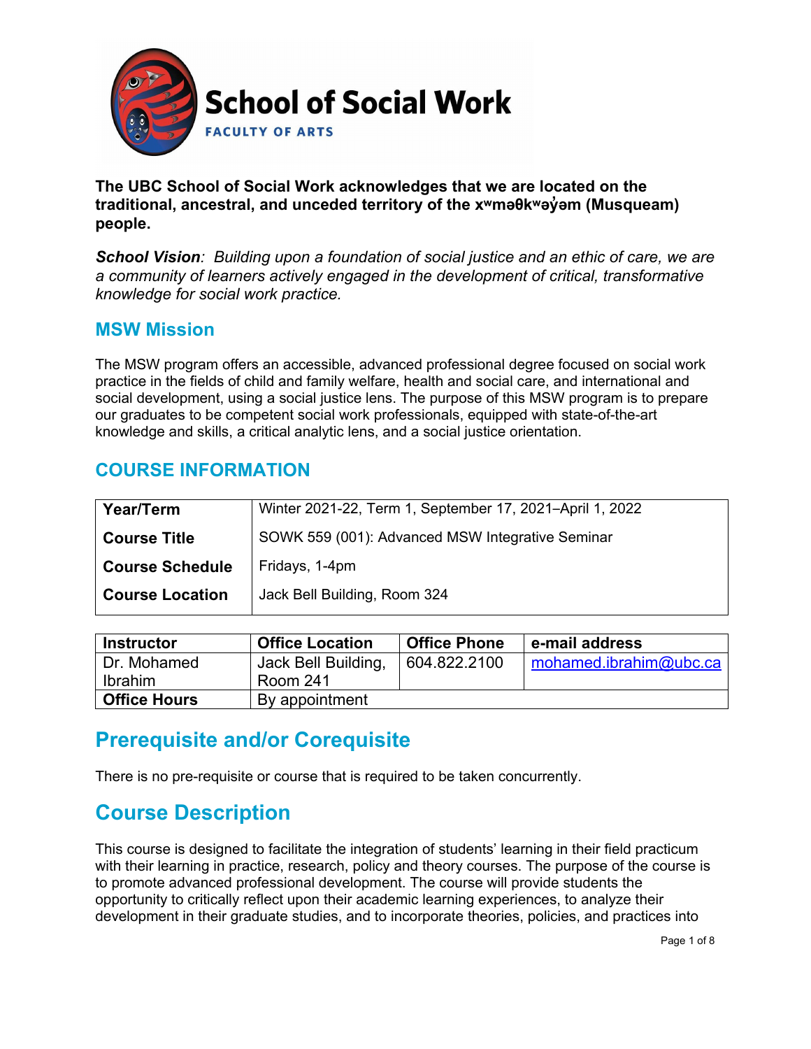# School of Social Work

FACULTY OF ARTS

**The UBC School of Social Work acknowledges that we are located on the traditional, ancestral, and unceded territory of the xʷməθkʷəy̓əm (Musqueam) people.**

***School Vision****: Building upon a foundation of social justice and an ethic of care, we are a community of learners actively engaged in the development of critical, transformative knowledge for social work practice.*

## MSW Mission

The MSW program offers an accessible, advanced professional degree focused on social work practice in the fields of child and family welfare, health and social care, and international and social development, using a social justice lens. The purpose of this MSW program is to prepare our graduates to be competent social work professionals, equipped with state-of-the-art knowledge and skills, a critical analytic lens, and a social justice orientation.

## COURSE INFORMATION

| | |
|---|---|
| **Year/Term** | Winter 2021-22, Term 1, September 17, 2021–April 1, 2022 |
| **Course Title** | SOWK 559 (001): Advanced MSW Integrative Seminar |
| **Course Schedule** | Fridays, 1-4pm |
| **Course Location** | Jack Bell Building, Room 324 |

| **Instructor** | **Office Location** | **Office Phone** | **e-mail address** |
|---|---|---|---|
| Dr. Mohamed Ibrahim | Jack Bell Building, Room 241 | 604.822.2100 | mohamed.ibrahim@ubc.ca |
| **Office Hours** | By appointment | | |

## Prerequisite and/or Corequisite

There is no pre-requisite or course that is required to be taken concurrently.

## Course Description

This course is designed to facilitate the integration of students' learning in their field practicum with their learning in practice, research, policy and theory courses. The purpose of the course is to promote advanced professional development. The course will provide students the opportunity to critically reflect upon their academic learning experiences, to analyze their development in their graduate studies, and to incorporate theories, policies, and practices into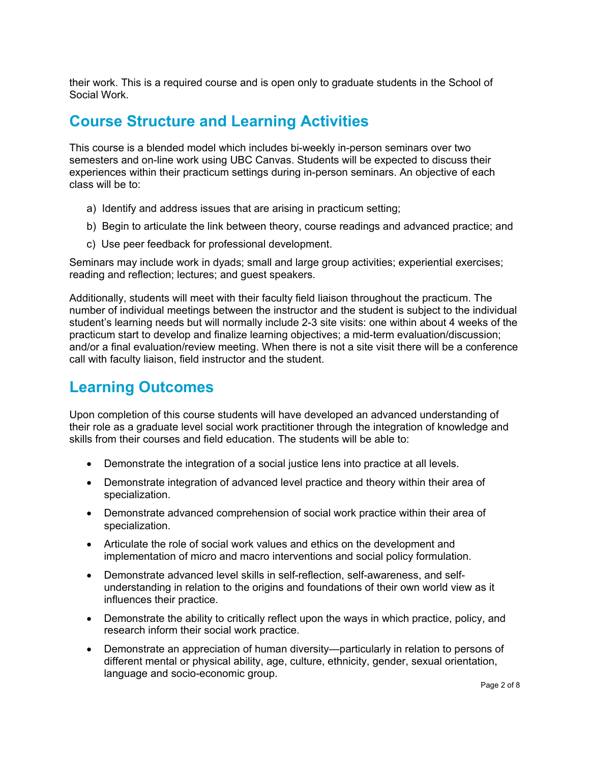their work. This is a required course and is open only to graduate students in the School of Social Work.

## Course Structure and Learning Activities

This course is a blended model which includes bi-weekly in-person seminars over two semesters and on-line work using UBC Canvas. Students will be expected to discuss their experiences within their practicum settings during in-person seminars. An objective of each class will be to:

a) Identify and address issues that are arising in practicum setting;

b) Begin to articulate the link between theory, course readings and advanced practice; and

c) Use peer feedback for professional development.

Seminars may include work in dyads; small and large group activities; experiential exercises; reading and reflection; lectures; and guest speakers.

Additionally, students will meet with their faculty field liaison throughout the practicum. The number of individual meetings between the instructor and the student is subject to the individual student's learning needs but will normally include 2-3 site visits: one within about 4 weeks of the practicum start to develop and finalize learning objectives; a mid-term evaluation/discussion; and/or a final evaluation/review meeting. When there is not a site visit there will be a conference call with faculty liaison, field instructor and the student.

## Learning Outcomes

Upon completion of this course students will have developed an advanced understanding of their role as a graduate level social work practitioner through the integration of knowledge and skills from their courses and field education. The students will be able to:

- Demonstrate the integration of a social justice lens into practice at all levels.
- Demonstrate integration of advanced level practice and theory within their area of specialization.
- Demonstrate advanced comprehension of social work practice within their area of specialization.
- Articulate the role of social work values and ethics on the development and implementation of micro and macro interventions and social policy formulation.
- Demonstrate advanced level skills in self-reflection, self-awareness, and self-understanding in relation to the origins and foundations of their own world view as it influences their practice.
- Demonstrate the ability to critically reflect upon the ways in which practice, policy, and research inform their social work practice.
- Demonstrate an appreciation of human diversity—particularly in relation to persons of different mental or physical ability, age, culture, ethnicity, gender, sexual orientation, language and socio-economic group.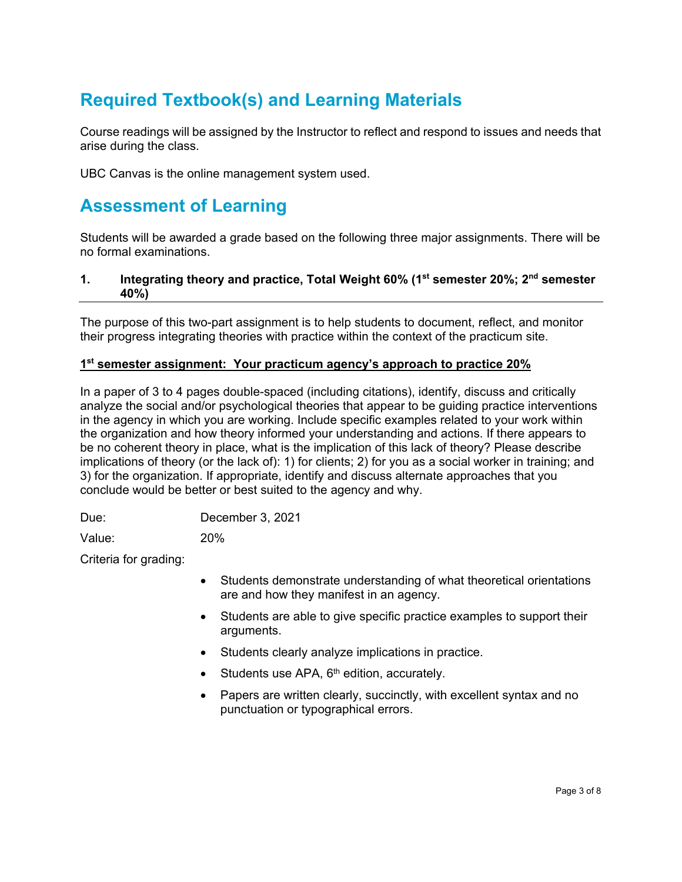## Required Textbook(s) and Learning Materials

Course readings will be assigned by the Instructor to reflect and respond to issues and needs that arise during the class.

UBC Canvas is the online management system used.

## Assessment of Learning

Students will be awarded a grade based on the following three major assignments. There will be no formal examinations.

### 1. Integrating theory and practice, Total Weight 60% (1st semester 20%; 2nd semester 40%)

The purpose of this two-part assignment is to help students to document, reflect, and monitor their progress integrating theories with practice within the context of the practicum site.

**1st semester assignment: Your practicum agency's approach to practice 20%**

In a paper of 3 to 4 pages double-spaced (including citations), identify, discuss and critically analyze the social and/or psychological theories that appear to be guiding practice interventions in the agency in which you are working. Include specific examples related to your work within the organization and how theory informed your understanding and actions. If there appears to be no coherent theory in place, what is the implication of this lack of theory? Please describe implications of theory (or the lack of): 1) for clients; 2) for you as a social worker in training; and 3) for the organization. If appropriate, identify and discuss alternate approaches that you conclude would be better or best suited to the agency and why.

Due: December 3, 2021

Value: 20%

Criteria for grading:

- Students demonstrate understanding of what theoretical orientations are and how they manifest in an agency.
- Students are able to give specific practice examples to support their arguments.
- Students clearly analyze implications in practice.
- Students use APA, 6th edition, accurately.
- Papers are written clearly, succinctly, with excellent syntax and no punctuation or typographical errors.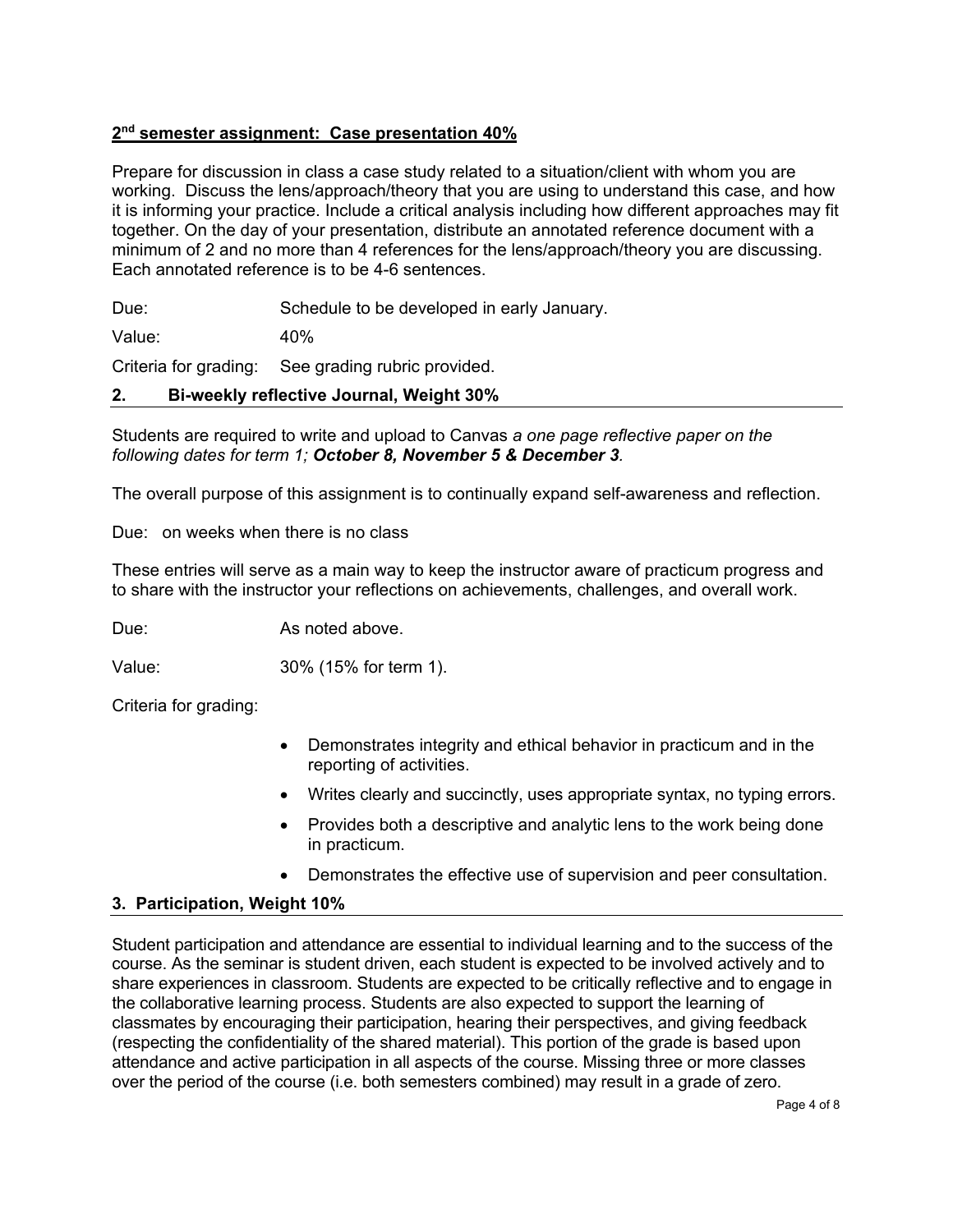**2nd semester assignment: Case presentation 40%**

Prepare for discussion in class a case study related to a situation/client with whom you are working. Discuss the lens/approach/theory that you are using to understand this case, and how it is informing your practice. Include a critical analysis including how different approaches may fit together. On the day of your presentation, distribute an annotated reference document with a minimum of 2 and no more than 4 references for the lens/approach/theory you are discussing. Each annotated reference is to be 4-6 sentences.

Due: Schedule to be developed in early January.

Value: 40%

Criteria for grading: See grading rubric provided.

## 2. Bi-weekly reflective Journal, Weight 30%

Students are required to write and upload to Canvas *a one page reflective paper on the following dates for term 1;* ***October 8, November 5 & December 3****.*

The overall purpose of this assignment is to continually expand self-awareness and reflection.

Due: on weeks when there is no class

These entries will serve as a main way to keep the instructor aware of practicum progress and to share with the instructor your reflections on achievements, challenges, and overall work.

Due: As noted above.

Value: 30% (15% for term 1).

Criteria for grading:

- Demonstrates integrity and ethical behavior in practicum and in the reporting of activities.
- Writes clearly and succinctly, uses appropriate syntax, no typing errors.
- Provides both a descriptive and analytic lens to the work being done in practicum.
- Demonstrates the effective use of supervision and peer consultation.

## 3. Participation, Weight 10%

Student participation and attendance are essential to individual learning and to the success of the course. As the seminar is student driven, each student is expected to be involved actively and to share experiences in classroom. Students are expected to be critically reflective and to engage in the collaborative learning process. Students are also expected to support the learning of classmates by encouraging their participation, hearing their perspectives, and giving feedback (respecting the confidentiality of the shared material). This portion of the grade is based upon attendance and active participation in all aspects of the course. Missing three or more classes over the period of the course (i.e. both semesters combined) may result in a grade of zero.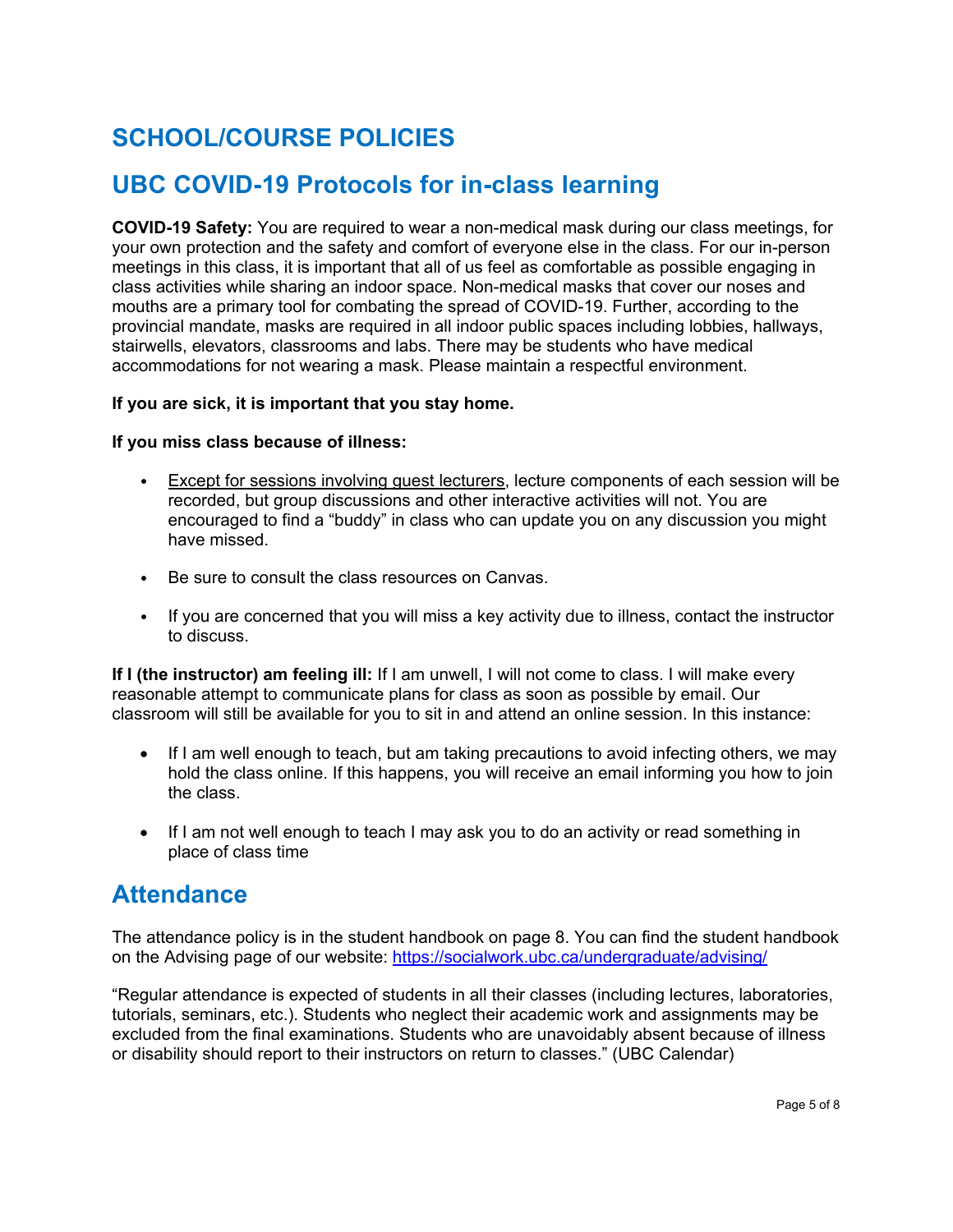# SCHOOL/COURSE POLICIES

# UBC COVID-19 Protocols for in-class learning

**COVID-19 Safety:** You are required to wear a non-medical mask during our class meetings, for your own protection and the safety and comfort of everyone else in the class. For our in-person meetings in this class, it is important that all of us feel as comfortable as possible engaging in class activities while sharing an indoor space. Non-medical masks that cover our noses and mouths are a primary tool for combating the spread of COVID-19. Further, according to the provincial mandate, masks are required in all indoor public spaces including lobbies, hallways, stairwells, elevators, classrooms and labs. There may be students who have medical accommodations for not wearing a mask. Please maintain a respectful environment.

**If you are sick, it is important that you stay home.**

**If you miss class because of illness:**

- Except for sessions involving guest lecturers, lecture components of each session will be recorded, but group discussions and other interactive activities will not. You are encouraged to find a "buddy" in class who can update you on any discussion you might have missed.
- Be sure to consult the class resources on Canvas.
- If you are concerned that you will miss a key activity due to illness, contact the instructor to discuss.

**If I (the instructor) am feeling ill:** If I am unwell, I will not come to class. I will make every reasonable attempt to communicate plans for class as soon as possible by email. Our classroom will still be available for you to sit in and attend an online session. In this instance:

- If I am well enough to teach, but am taking precautions to avoid infecting others, we may hold the class online. If this happens, you will receive an email informing you how to join the class.
- If I am not well enough to teach I may ask you to do an activity or read something in place of class time

# Attendance

The attendance policy is in the student handbook on page 8. You can find the student handbook on the Advising page of our website: https://socialwork.ubc.ca/undergraduate/advising/

"Regular attendance is expected of students in all their classes (including lectures, laboratories, tutorials, seminars, etc.). Students who neglect their academic work and assignments may be excluded from the final examinations. Students who are unavoidably absent because of illness or disability should report to their instructors on return to classes." (UBC Calendar)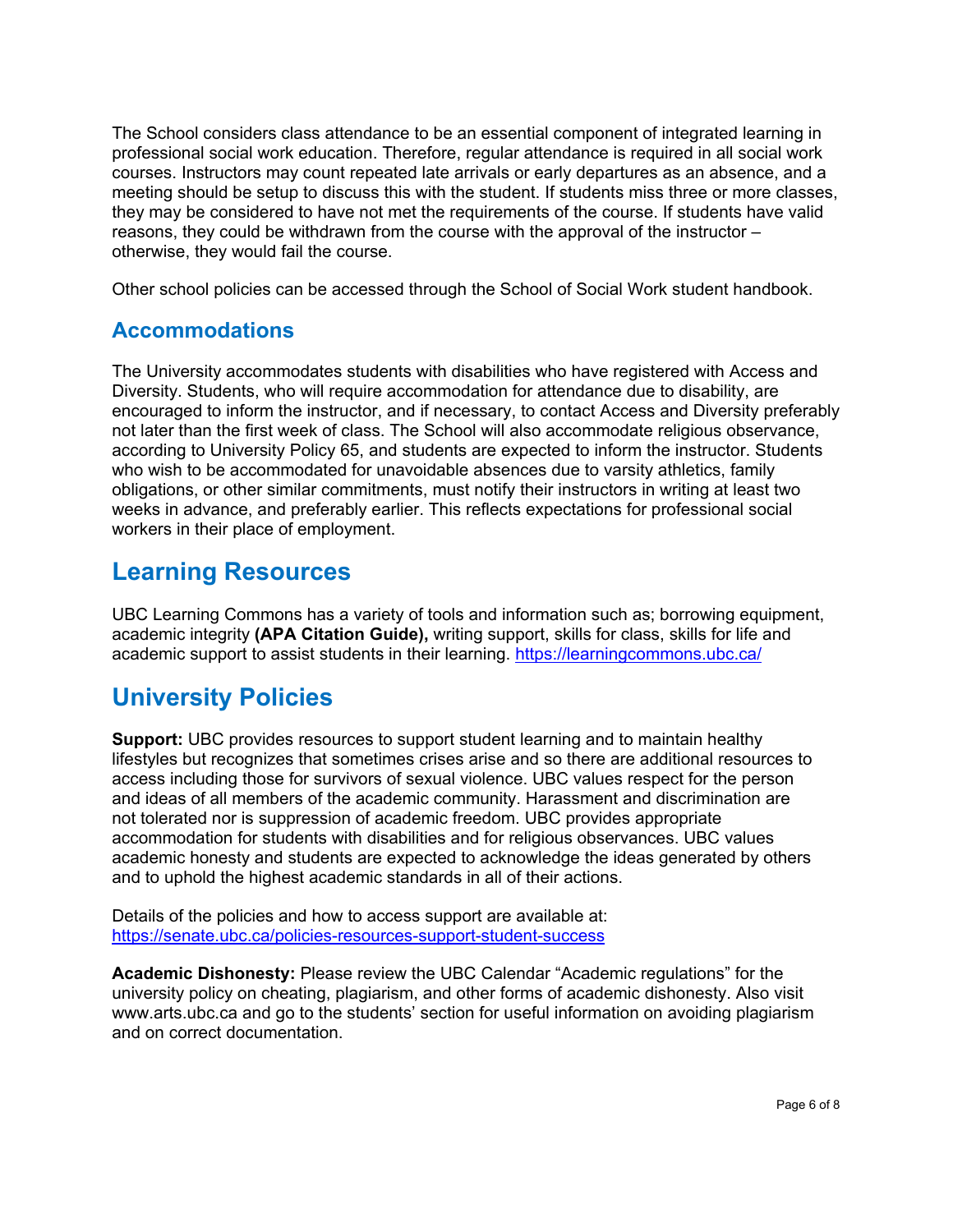The School considers class attendance to be an essential component of integrated learning in professional social work education. Therefore, regular attendance is required in all social work courses. Instructors may count repeated late arrivals or early departures as an absence, and a meeting should be setup to discuss this with the student. If students miss three or more classes, they may be considered to have not met the requirements of the course. If students have valid reasons, they could be withdrawn from the course with the approval of the instructor – otherwise, they would fail the course.

Other school policies can be accessed through the School of Social Work student handbook.

### Accommodations

The University accommodates students with disabilities who have registered with Access and Diversity. Students, who will require accommodation for attendance due to disability, are encouraged to inform the instructor, and if necessary, to contact Access and Diversity preferably not later than the first week of class. The School will also accommodate religious observance, according to University Policy 65, and students are expected to inform the instructor. Students who wish to be accommodated for unavoidable absences due to varsity athletics, family obligations, or other similar commitments, must notify their instructors in writing at least two weeks in advance, and preferably earlier. This reflects expectations for professional social workers in their place of employment.

## Learning Resources

UBC Learning Commons has a variety of tools and information such as; borrowing equipment, academic integrity **(APA Citation Guide),** writing support, skills for class, skills for life and academic support to assist students in their learning. https://learningcommons.ubc.ca/

## University Policies

**Support:** UBC provides resources to support student learning and to maintain healthy lifestyles but recognizes that sometimes crises arise and so there are additional resources to access including those for survivors of sexual violence. UBC values respect for the person and ideas of all members of the academic community. Harassment and discrimination are not tolerated nor is suppression of academic freedom. UBC provides appropriate accommodation for students with disabilities and for religious observances. UBC values academic honesty and students are expected to acknowledge the ideas generated by others and to uphold the highest academic standards in all of their actions.

Details of the policies and how to access support are available at: https://senate.ubc.ca/policies-resources-support-student-success

**Academic Dishonesty:** Please review the UBC Calendar "Academic regulations" for the university policy on cheating, plagiarism, and other forms of academic dishonesty. Also visit www.arts.ubc.ca and go to the students' section for useful information on avoiding plagiarism and on correct documentation.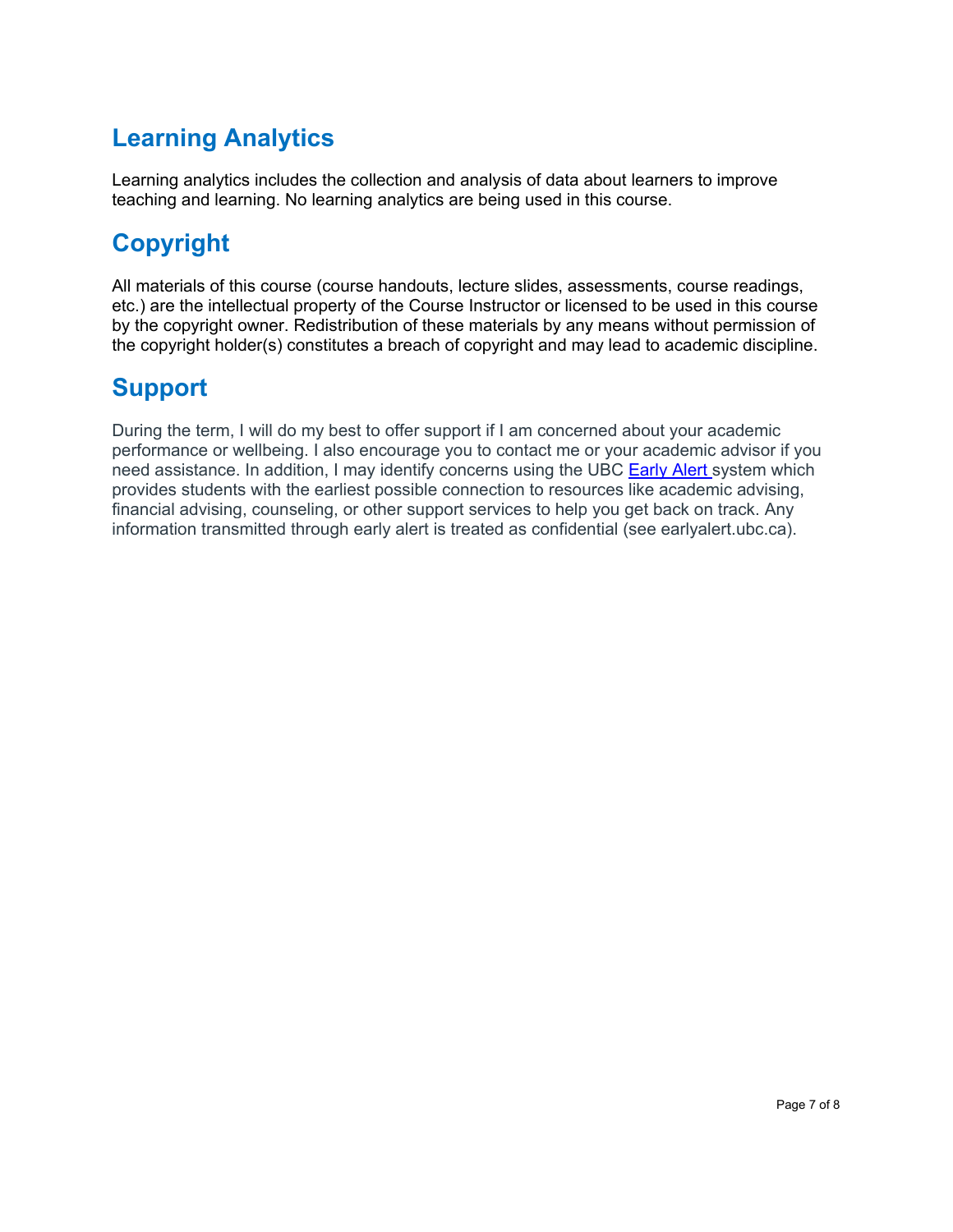## Learning Analytics

Learning analytics includes the collection and analysis of data about learners to improve teaching and learning. No learning analytics are being used in this course.

## Copyright

All materials of this course (course handouts, lecture slides, assessments, course readings, etc.) are the intellectual property of the Course Instructor or licensed to be used in this course by the copyright owner. Redistribution of these materials by any means without permission of the copyright holder(s) constitutes a breach of copyright and may lead to academic discipline.

## Support

During the term, I will do my best to offer support if I am concerned about your academic performance or wellbeing. I also encourage you to contact me or your academic advisor if you need assistance. In addition, I may identify concerns using the UBC Early Alert system which provides students with the earliest possible connection to resources like academic advising, financial advising, counseling, or other support services to help you get back on track. Any information transmitted through early alert is treated as confidential (see earlyalert.ubc.ca).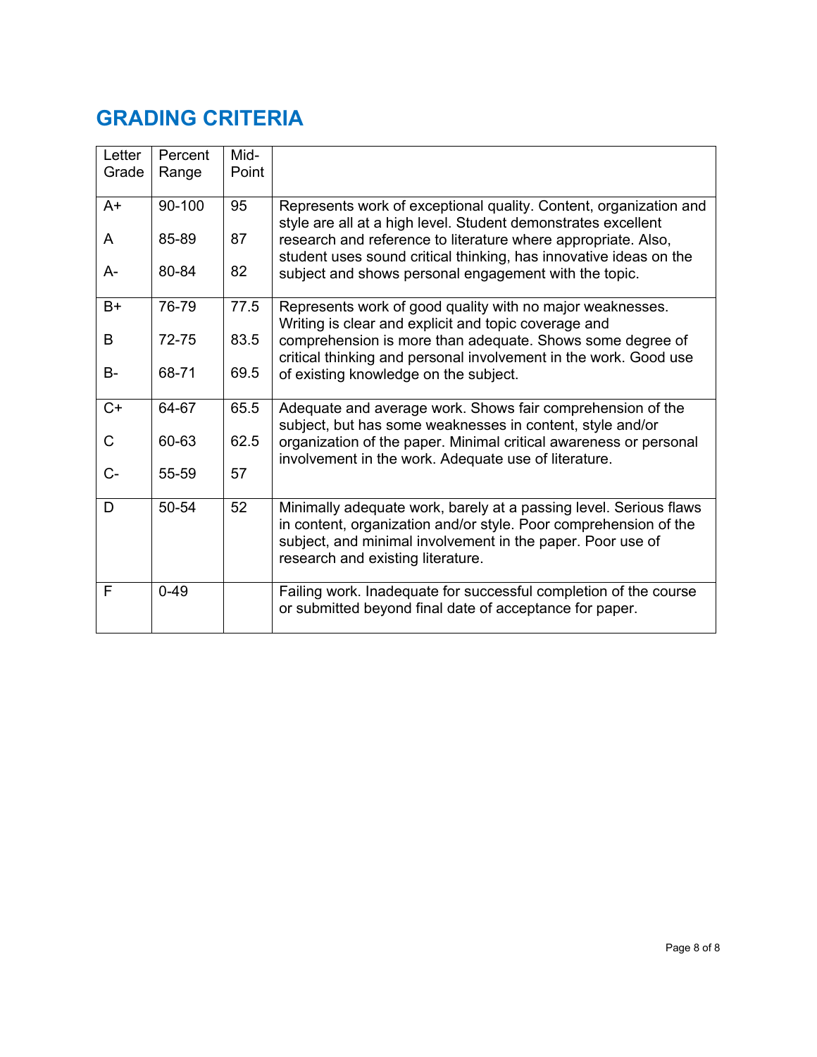# GRADING CRITERIA

| Letter Grade | Percent Range | Mid-Point | |
|---|---|---|---|
| A+<br><br>A<br><br>A- | 90-100<br><br>85-89<br><br>80-84 | 95<br><br>87<br><br>82 | Represents work of exceptional quality. Content, organization and style are all at a high level. Student demonstrates excellent research and reference to literature where appropriate. Also, student uses sound critical thinking, has innovative ideas on the subject and shows personal engagement with the topic. |
| B+<br><br>B<br><br>B- | 76-79<br><br>72-75<br><br>68-71 | 77.5<br><br>83.5<br><br>69.5 | Represents work of good quality with no major weaknesses. Writing is clear and explicit and topic coverage and comprehension is more than adequate. Shows some degree of critical thinking and personal involvement in the work. Good use of existing knowledge on the subject. |
| C+<br><br>C<br><br>C- | 64-67<br><br>60-63<br><br>55-59 | 65.5<br><br>62.5<br><br>57 | Adequate and average work. Shows fair comprehension of the subject, but has some weaknesses in content, style and/or organization of the paper. Minimal critical awareness or personal involvement in the work. Adequate use of literature. |
| D | 50-54 | 52 | Minimally adequate work, barely at a passing level. Serious flaws in content, organization and/or style. Poor comprehension of the subject, and minimal involvement in the paper. Poor use of research and existing literature. |
| F | 0-49 | | Failing work. Inadequate for successful completion of the course or submitted beyond final date of acceptance for paper. |